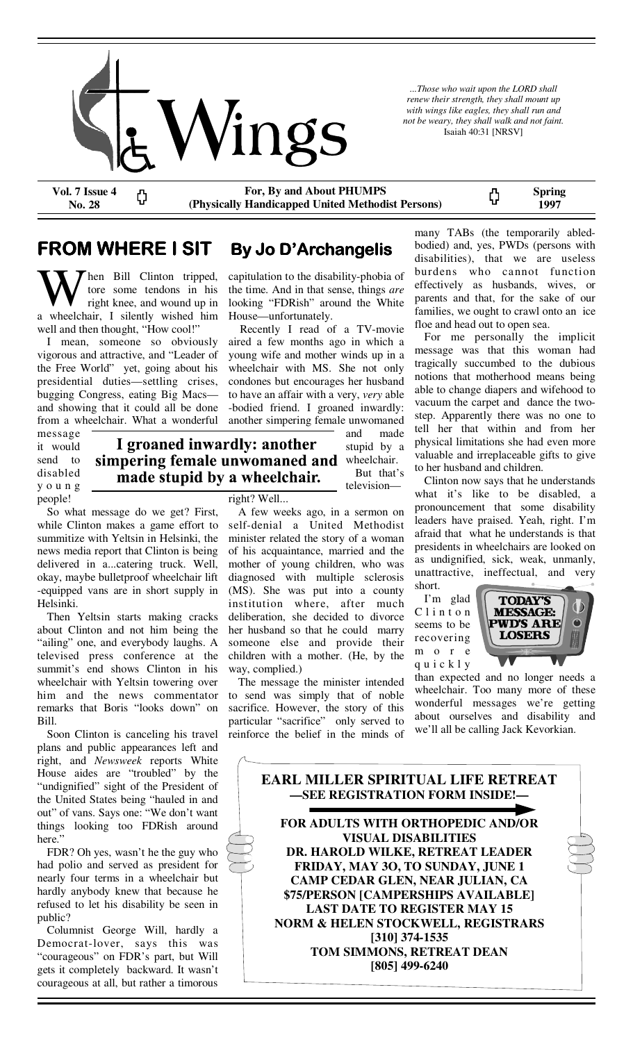# Wings

*...Those who wait upon the LORD shall renew their strength, they shall mount up with wings like eagles, they shall run and not be weary, they shall walk and not faint.*
Isaiah 40:31 [NRSV]

**Vol. 7 Issue 4 No. 28** — **For, By and About PHUMPS (Physically Handicapped United Methodist Persons)** — **Spring 1997**

## FROM WHERE I SIT By Jo D'Archangelis

When Bill Clinton tripped, tore some tendons in his right knee, and wound up in a wheelchair, I silently wished him well and then thought, "How cool!"

I mean, someone so obviously vigorous and attractive, and "Leader of the Free World" yet, going about his presidential duties—settling crises, bugging Congress, eating Big Macs—and showing that it could all be done from a wheelchair. What a wonderful message it would send to disabled young people!

So what message do we get? First, while Clinton makes a game effort to summitize with Yeltsin in Helsinki, the news media report that Clinton is being delivered in a...catering truck. Well, okay, maybe bulletproof wheelchair lift-equipped vans are in short supply in Helsinki.

Then Yeltsin starts making cracks about Clinton and not him being the "ailing" one, and everybody laughs. A televised press conference at the summit's end shows Clinton in his wheelchair with Yeltsin towering over him and the news commentator remarks that Boris "looks down" on Bill.

Soon Clinton is canceling his travel plans and public appearances left and right, and *Newsweek* reports White House aides are "troubled" by the "undignified" sight of the President of the United States being "hauled in and out" of vans. Says one: "We don't want things looking too FDRish around here."

FDR? Oh yes, wasn't he the guy who had polio and served as president for nearly four terms in a wheelchair but hardly anybody knew that because he refused to let his disability be seen in public?

Columnist George Will, hardly a Democrat-lover, says this was "courageous" on FDR's part, but Will gets it completely backward. It wasn't courageous at all, but rather a timorous capitulation to the disability-phobia of the time. And in that sense, things *are* looking "FDRish" around the White House—unfortunately.

Recently I read of a TV-movie aired a few months ago in which a young wife and mother winds up in a wheelchair with MS. She not only condones but encourages her husband to have an affair with a very, *very* able-bodied friend. I groaned inwardly: another simpering female unwomaned and made stupid by a wheelchair. But that's television—right? Well...

> **I groaned inwardly: another simpering female unwomaned and made stupid by a wheelchair.**

A few weeks ago, in a sermon on self-denial a United Methodist minister related the story of a woman of his acquaintance, married and the mother of young children, who was diagnosed with multiple sclerosis (MS). She was put into a county institution where, after much deliberation, she decided to divorce her husband so that he could marry someone else and provide their children with a mother. (He, by the way, complied.)

The message the minister intended to send was simply that of noble sacrifice. However, the story of this particular "sacrifice" only served to reinforce the belief in the minds of many TABs (the temporarily abled-bodied) and, yes, PWDs (persons with disabilities), that we are useless burdens who cannot function effectively as husbands, wives, or parents and that, for the sake of our families, we ought to crawl onto an ice floe and head out to open sea.

For me personally the implicit message was that this woman had tragically succumbed to the dubious notions that motherhood means being able to change diapers and wifehood to vacuum the carpet and dance the two-step. Apparently there was no one to tell her that within and from her physical limitations she had even more valuable and irreplaceable gifts to give to her husband and children.

Clinton now says that he understands what it's like to be disabled, a pronouncement that some disability leaders have praised. Yeah, right. I'm afraid that what he understands is that presidents in wheelchairs are looked on as undignified, sick, weak, unmanly, unattractive, ineffectual, and very short.

TODAY'S MESSAGE: PWD'S ARE LOSERS

I'm glad Clinton seems to be recovering more quickly than expected and no longer needs a wheelchair. Too many more of these wonderful messages we're getting about ourselves and disability and we'll all be calling Jack Kevorkian.

---

**EARL MILLER SPIRITUAL LIFE RETREAT**
**—SEE REGISTRATION FORM INSIDE!—**

**FOR ADULTS WITH ORTHOPEDIC AND/OR VISUAL DISABILITIES**
**DR. HAROLD WILKE, RETREAT LEADER**
**FRIDAY, MAY 3O, TO SUNDAY, JUNE 1**
**CAMP CEDAR GLEN, NEAR JULIAN, CA**
**$75/PERSON [CAMPERSHIPS AVAILABLE]**
**LAST DATE TO REGISTER MAY 15**
**NORM & HELEN STOCKWELL, REGISTRARS**
**[310] 374-1535**
**TOM SIMMONS, RETREAT DEAN**
**[805] 499-6240**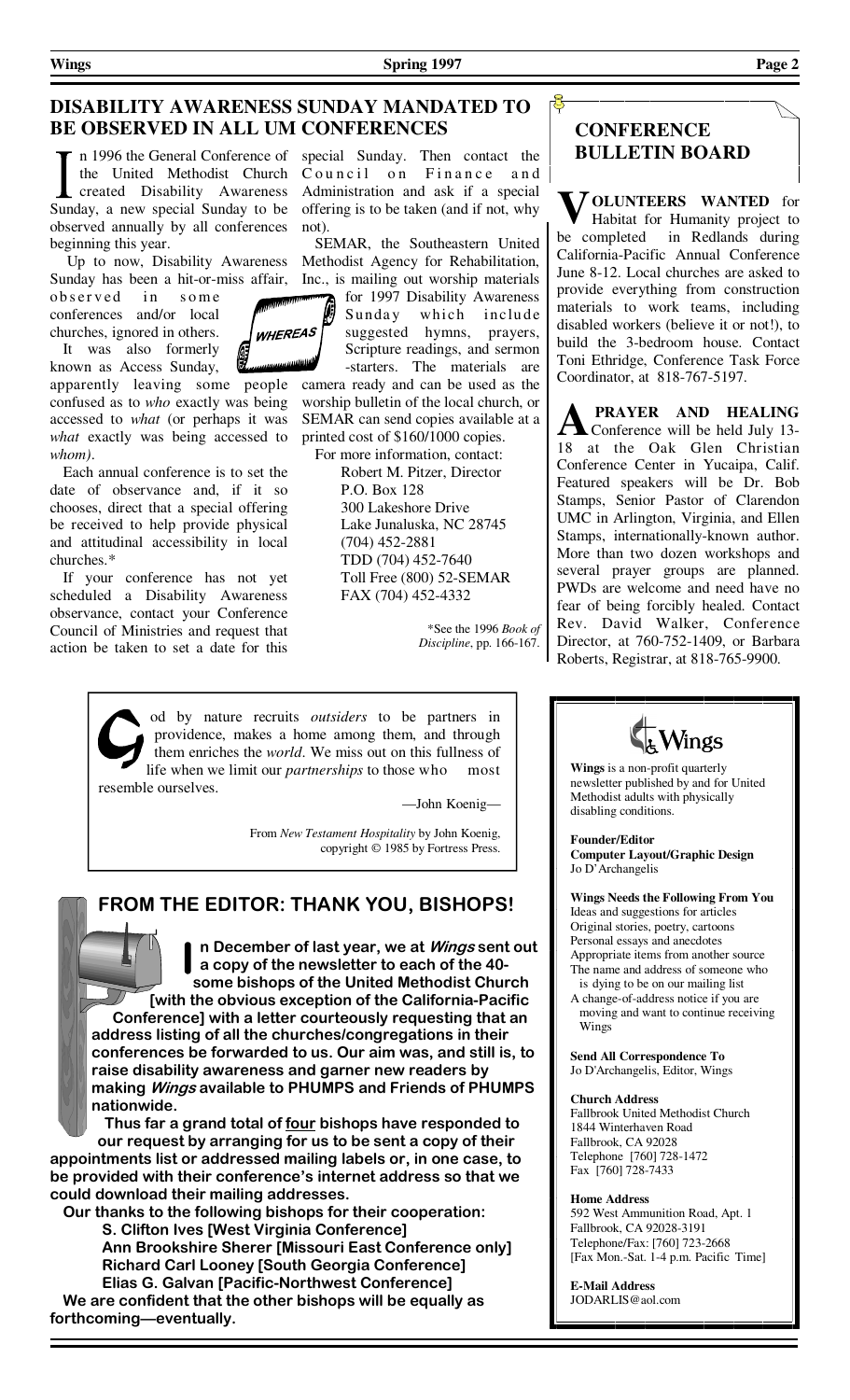## DISABILITY AWARENESS SUNDAY MANDATED TO BE OBSERVED IN ALL UM CONFERENCES

In 1996 the General Conference of the United Methodist Church created Disability Awareness Sunday, a new special Sunday to be observed annually by all conferences beginning this year.

Up to now, Disability Awareness Sunday has been a hit-or-miss affair, observed in some conferences and/or local churches, ignored in others.

It was also formerly known as Access Sunday, apparently leaving some people confused as to *who* exactly was being accessed to *what* (or perhaps it was *what* exactly was being accessed to *whom)*.

Each annual conference is to set the date of observance and, if it so chooses, direct that a special offering be received to help provide physical and attitudinal accessibility in local churches.*

If your conference has not yet scheduled a Disability Awareness observance, contact your Conference Council of Ministries and request that action be taken to set a date for this special Sunday. Then contact the Council on Finance and Administration and ask if a special offering is to be taken (and if not, why not).

SEMAR, the Southeastern United Methodist Agency for Rehabilitation, Inc., is mailing out worship materials for 1997 Disability Awareness Sunday which include suggested hymns, prayers, Scripture readings, and sermon-starters. The materials are camera ready and can be used as the worship bulletin of the local church, or SEMAR can send copies available at a printed cost of $160/1000 copies.

For more information, contact:

Robert M. Pitzer, Director
P.O. Box 128
300 Lakeshore Drive
Lake Junaluska, NC 28745
(704) 452-2881
TDD (704) 452-7640
Toll Free (800) 52-SEMAR
FAX (704) 452-4332

*See the 1996 *Book of Discipline*, pp. 166-167.

## CONFERENCE BULLETIN BOARD

**VOLUNTEERS WANTED** for Habitat for Humanity project to be completed in Redlands during California-Pacific Annual Conference June 8-12. Local churches are asked to provide everything from construction materials to work teams, including disabled workers (believe it or not!), to build the 3-bedroom house. Contact Toni Ethridge, Conference Task Force Coordinator, at 818-767-5197.

**A PRAYER AND HEALING** Conference will be held July 13-18 at the Oak Glen Christian Conference Center in Yucaipa, Calif. Featured speakers will be Dr. Bob Stamps, Senior Pastor of Clarendon UMC in Arlington, Virginia, and Ellen Stamps, internationally-known author. More than two dozen workshops and several prayer groups are planned. PWDs are welcome and need have no fear of being forcibly healed. Contact Rev. David Walker, Conference Director, at 760-752-1409, or Barbara Roberts, Registrar, at 818-765-9900.

God by nature recruits *outsiders* to be partners in providence, makes a home among them, and through them enriches the *world*. We miss out on this fullness of life when we limit our *partnerships* to those who most resemble ourselves.

—John Koenig—

From *New Testament Hospitality* by John Koenig, copyright © 1985 by Fortress Press.

## FROM THE EDITOR: THANK YOU, BISHOPS!

**In December of last year, we at *Wings* sent out a copy of the newsletter to each of the 40-some bishops of the United Methodist Church [with the obvious exception of the California-Pacific Conference] with a letter courteously requesting that an address listing of all the churches/congregations in their conferences be forwarded to us. Our aim was, and still is, to raise disability awareness and garner new readers by making *Wings* available to PHUMPS and Friends of PHUMPS nationwide.**

**Thus far a grand total of <u>four</u> bishops have responded to our request by arranging for us to be sent a copy of their appointments list or addressed mailing labels or, in one case, to be provided with their conference's internet address so that we could download their mailing addresses.**

**Our thanks to the following bishops for their cooperation:**

**S. Clifton Ives [West Virginia Conference]**
**Ann Brookshire Sherer [Missouri East Conference only]**
**Richard Carl Looney [South Georgia Conference]**
**Elias G. Galvan [Pacific-Northwest Conference]**

**We are confident that the other bishops will be equally as forthcoming—eventually.**

---

**Wings**

**Wings** is a non-profit quarterly newsletter published by and for United Methodist adults with physically disabling conditions.

**Founder/Editor**
**Computer Layout/Graphic Design**
Jo D'Archangelis

**Wings Needs the Following From You**
Ideas and suggestions for articles
Original stories, poetry, cartoons
Personal essays and anecdotes
Appropriate items from another source
The name and address of someone who is dying to be on our mailing list
A change-of-address notice if you are moving and want to continue receiving Wings

**Send All Correspondence To**
Jo D'Archangelis, Editor, Wings

**Church Address**
Fallbrook United Methodist Church
1844 Winterhaven Road
Fallbrook, CA 92028
Telephone [760] 728-1472
Fax [760] 728-7433

**Home Address**
592 West Ammunition Road, Apt. 1
Fallbrook, CA 92028-3191
Telephone/Fax: [760] 723-2668
[Fax Mon.-Sat. 1-4 p.m. Pacific Time]

**E-Mail Address**
JODARLIS@aol.com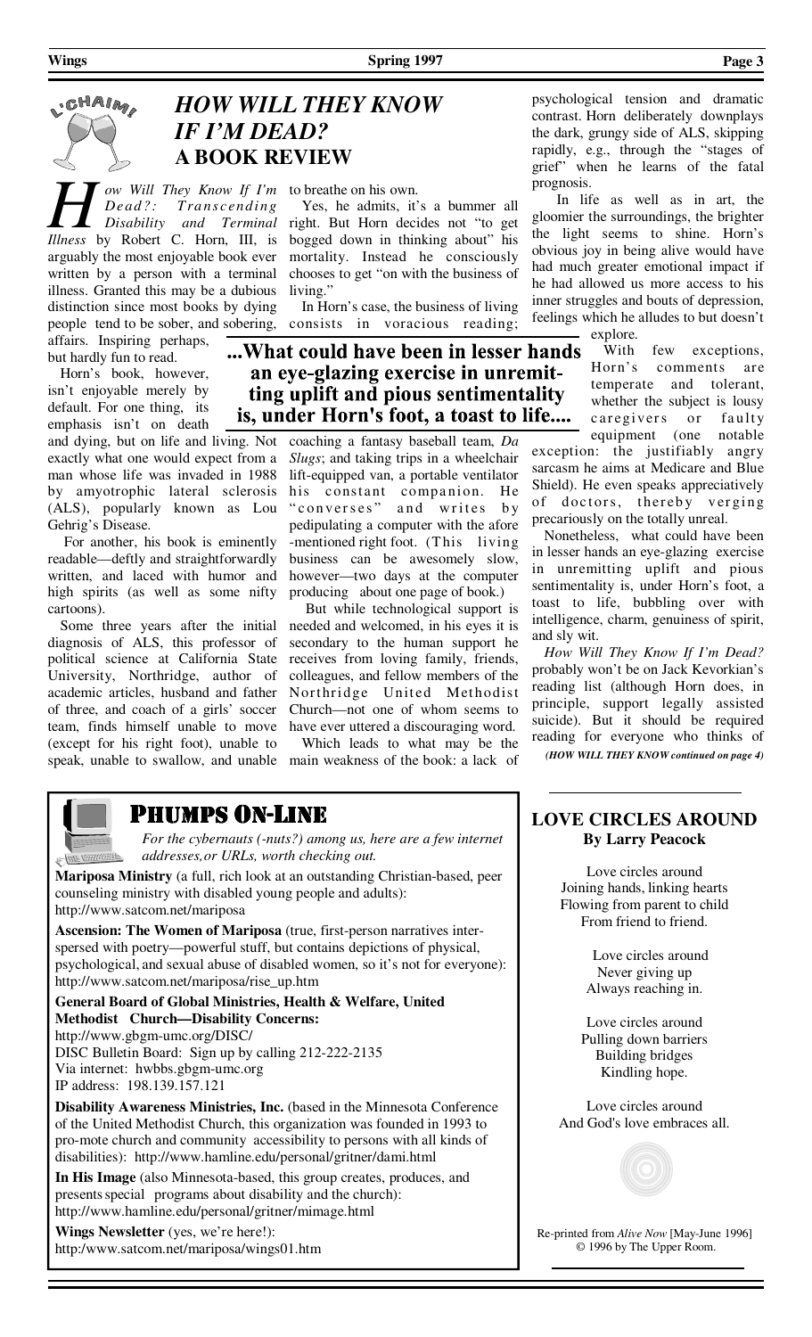# *HOW WILL THEY KNOW IF I'M DEAD?* A BOOK REVIEW

*How Will They Know If I'm Dead?: Transcending Disability and Terminal Illness* by Robert C. Horn, III, is arguably the most enjoyable book ever written by a person with a terminal illness. Granted this may be a dubious distinction since most books by dying people tend to be sober, and sobering, affairs. Inspiring perhaps, but hardly fun to read.

Horn's book, however, isn't enjoyable merely by default. For one thing, its emphasis isn't on death and dying, but on life and living. Not exactly what one would expect from a man whose life was invaded in 1988 by amyotrophic lateral sclerosis (ALS), popularly known as Lou Gehrig's Disease.

For another, his book is eminently readable—deftly and straightforwardly written, and laced with humor and high spirits (as well as some nifty cartoons).

Some three years after the initial diagnosis of ALS, this professor of political science at California State University, Northridge, author of academic articles, husband and father of three, and coach of a girls' soccer team, finds himself unable to move (except for his right foot), unable to speak, unable to swallow, and unable to breathe on his own.

Yes, he admits, it's a bummer all right. But Horn decides not "to get bogged down in thinking about" his mortality. Instead he consciously chooses to get "on with the business of living."

In Horn's case, the business of living consists in voracious reading; coaching a fantasy baseball team, *Da Slugs*; and taking trips in a wheelchair lift-equipped van, a portable ventilator his constant companion. He "converses" and writes by pedipulating a computer with the afore-mentioned right foot. (This living business can be awesomely slow, however—two days at the computer producing about one page of book.)

**...What could have been in lesser hands an eye-glazing exercise in unremitting uplift and pious sentimentality is, under Horn's foot, a toast to life....**

But while technological support is needed and welcomed, in his eyes it is secondary to the human support he receives from loving family, friends, colleagues, and fellow members of the Northridge United Methodist Church—not one of whom seems to have ever uttered a discouraging word.

Which leads to what may be the main weakness of the book: a lack of psychological tension and dramatic contrast. Horn deliberately downplays the dark, grungy side of ALS, skipping rapidly, e.g., through the "stages of grief" when he learns of the fatal prognosis.

In life as well as in art, the gloomier the surroundings, the brighter the light seems to shine. Horn's obvious joy in being alive would have had much greater emotional impact if he had allowed us more access to his inner struggles and bouts of depression, feelings which he alludes to but doesn't explore.

With few exceptions, Horn's comments are temperate and tolerant, whether the subject is lousy caregivers or faulty equipment (one notable exception: the justifiably angry sarcasm he aims at Medicare and Blue Shield). He even speaks appreciatively of doctors, thereby verging precariously on the totally unreal.

Nonetheless, what could have been in lesser hands an eye-glazing exercise in unremitting uplift and pious sentimentality is, under Horn's foot, a toast to life, bubbling over with intelligence, charm, genuineness of spirit, and sly wit.

*How Will They Know If I'm Dead?* probably won't be on Jack Kevorkian's reading list (although Horn does, in principle, support legally assisted suicide). But it should be required reading for everyone who thinks of

***(HOW WILL THEY KNOW continued on page 4)***

## PHUMPS ON-LINE

*For the cybernauts (-nuts?) among us, here are a few internet addresses, or URLs, worth checking out.*

**Mariposa Ministry** (a full, rich look at an outstanding Christian-based, peer counseling ministry with disabled young people and adults):
http://www.satcom.net/mariposa

**Ascension: The Women of Mariposa** (true, first-person narratives interspersed with poetry—powerful stuff, but contains depictions of physical, psychological, and sexual abuse of disabled women, so it's not for everyone):
http://www.satcom.net/mariposa/rise_up.htm

**General Board of Global Ministries, Health & Welfare, United Methodist Church—Disability Concerns:**
http://www.gbgm-umc.org/DISC/
DISC Bulletin Board: Sign up by calling 212-222-2135
Via internet: hwbbs.gbgm-umc.org
IP address: 198.139.157.121

**Disability Awareness Ministries, Inc.** (based in the Minnesota Conference of the United Methodist Church, this organization was founded in 1993 to pro-mote church and community accessibility to persons with all kinds of disabilities): http://www.hamline.edu/personal/gritner/dami.html

**In His Image** (also Minnesota-based, this group creates, produces, and presents special programs about disability and the church):
http://www.hamline.edu/personal/gritner/mimage.html

**Wings Newsletter** (yes, we're here!):
http:/www.satcom.net/mariposa/wings01.htm

## LOVE CIRCLES AROUND
**By Larry Peacock**

Love circles around
Joining hands, linking hearts
Flowing from parent to child
From friend to friend.

Love circles around
Never giving up
Always reaching in.

Love circles around
Pulling down barriers
Building bridges
Kindling hope.

Love circles around
And God's love embraces all.

Re-printed from *Alive Now* [May-June 1996]
© 1996 by The Upper Room.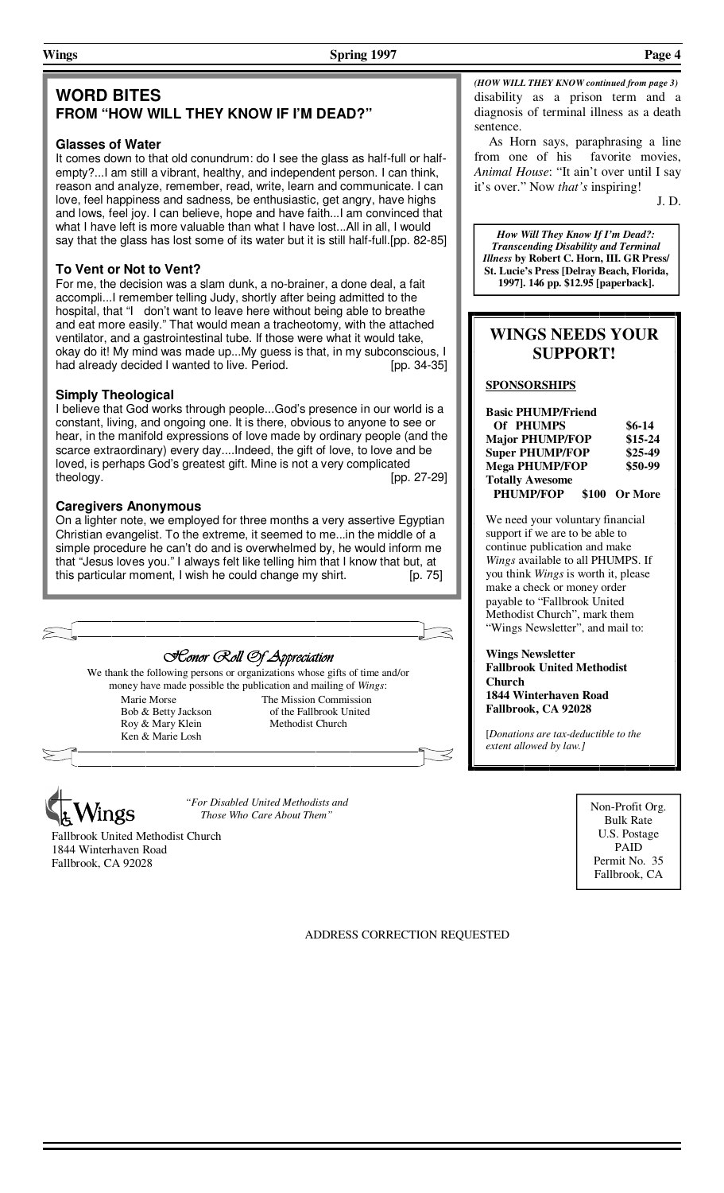## WORD BITES
### FROM "HOW WILL THEY KNOW IF I'M DEAD?"

**Glasses of Water**

It comes down to that old conundrum: do I see the glass as half-full or half-empty?...I am still a vibrant, healthy, and independent person. I can think, reason and analyze, remember, read, write, learn and communicate. I can love, feel happiness and sadness, be enthusiastic, get angry, have highs and lows, feel joy. I can believe, hope and have faith...I am convinced that what I have left is more valuable than what I have lost...All in all, I would say that the glass has lost some of its water but it is still half-full.[pp. 82-85]

**To Vent or Not to Vent?**

For me, the decision was a slam dunk, a no-brainer, a done deal, a fait accompli...I remember telling Judy, shortly after being admitted to the hospital, that "I don't want to leave here without being able to breathe and eat more easily." That would mean a tracheotomy, with the attached ventilator, and a gastrointestinal tube. If those were what it would take, okay do it! My mind was made up...My guess is that, in my subconscious, I had already decided I wanted to live. Period. [pp. 34-35]

**Simply Theological**

I believe that God works through people...God's presence in our world is a constant, living, and ongoing one. It is there, obvious to anyone to see or hear, in the manifold expressions of love made by ordinary people (and the scarce extraordinary) every day....Indeed, the gift of love, to love and be loved, is perhaps God's greatest gift. Mine is not a very complicated theology. [pp. 27-29]

**Caregivers Anonymous**

On a lighter note, we employed for three months a very assertive Egyptian Christian evangelist. To the extreme, it seemed to me...in the middle of a simple procedure he can't do and is overwhelmed by, he would inform me that "Jesus loves you." I always felt like telling him that I know that but, at this particular moment, I wish he could change my shirt. [p. 75]

*(HOW WILL THEY KNOW continued from page 3)*

disability as a prison term and a diagnosis of terminal illness as a death sentence.

As Horn says, paraphrasing a line from one of his favorite movies, *Animal House*: "It ain't over until I say it's over." Now *that's* inspiring!

J. D.

***How Will They Know If I'm Dead?: Transcending Disability and Terminal Illness* by Robert C. Horn, III. GR Press/ St. Lucie's Press [Delray Beach, Florida, 1997]. 146 pp. $12.95 [paperback].**

## *Honor Roll Of Appreciation*

We thank the following persons or organizations whose gifts of time and/or money have made possible the publication and mailing of *Wings*:

Marie Morse
Bob & Betty Jackson
Roy & Mary Klein
Ken & Marie Losh
The Mission Commission of the Fallbrook United Methodist Church

## WINGS NEEDS YOUR SUPPORT!

**SPONSORSHIPS**

| | |
|---|---|
| **Basic PHUMP/Friend Of PHUMPS** | **$6-14** |
| **Major PHUMP/FOP** | **$15-24** |
| **Super PHUMP/FOP** | **$25-49** |
| **Mega PHUMP/FOP** | **$50-99** |
| **Totally Awesome PHUMP/FOP** | **$100 Or More** |

We need your voluntary financial support if we are to be able to continue publication and make *Wings* available to all PHUMPS. If you think *Wings* is worth it, please make a check or money order payable to "Fallbrook United Methodist Church", mark them "Wings Newsletter", and mail to:

**Wings Newsletter**
**Fallbrook United Methodist Church**
**1844 Winterhaven Road**
**Fallbrook, CA 92028**

[*Donations are tax-deductible to the extent allowed by law.]*

Wings

*"For Disabled United Methodists and Those Who Care About Them"*

Fallbrook United Methodist Church
1844 Winterhaven Road
Fallbrook, CA 92028

Non-Profit Org.
Bulk Rate
U.S. Postage
PAID
Permit No. 35
Fallbrook, CA

ADDRESS CORRECTION REQUESTED